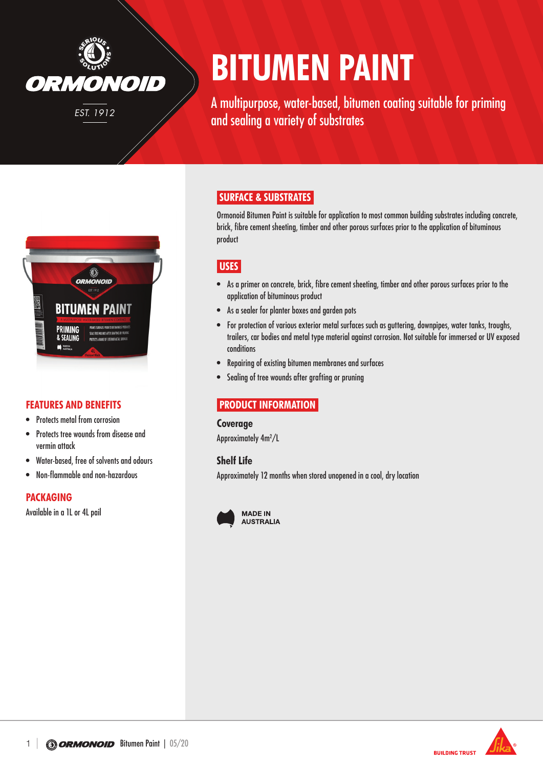# BITUMEN PAINT

A multipurpose, water-based, bitumen coating suitable for priming and sealing a variety of substrates

## FEATURES AND BENEFITS

- Protects metal from corrosion
- Protects tree wounds from disease and vermin attack
- Water-based, free of solvents and odours
- Non-flammable and non-hazardous

## PACKAGING

Available in a 1L or 4L pail

## SURFACE & SUBSTRATES

Ormonoid Bitumen Paint is suitable for application to most common building substrates including concrete, brick, fibre cement sheeting, timber and other porous surfaces prior to the application of bituminous product

## USES

- As a primer on concrete, brick, fibre cement sheeting, timber and other porous surfaces prior to the application of bituminous product
- As a sealer for planter boxes and garden pots
- For protection of various exterior metal surfaces such as guttering, downpipes, water tanks, troughs, trailers, car bodies and metal type material against corrosion. Not suitable for immersed or UV exposed conditions
- Repairing of existing bitumen membranes and surfaces
- Sealing of tree wounds after grafting or pruning

## PRODUCT INFORMATION

### Coverage

Approximately $4m^2/L$

### Shelf Life

Approximately 12 months when stored unopened in a cool, dry location

MADE IN AUSTRALIA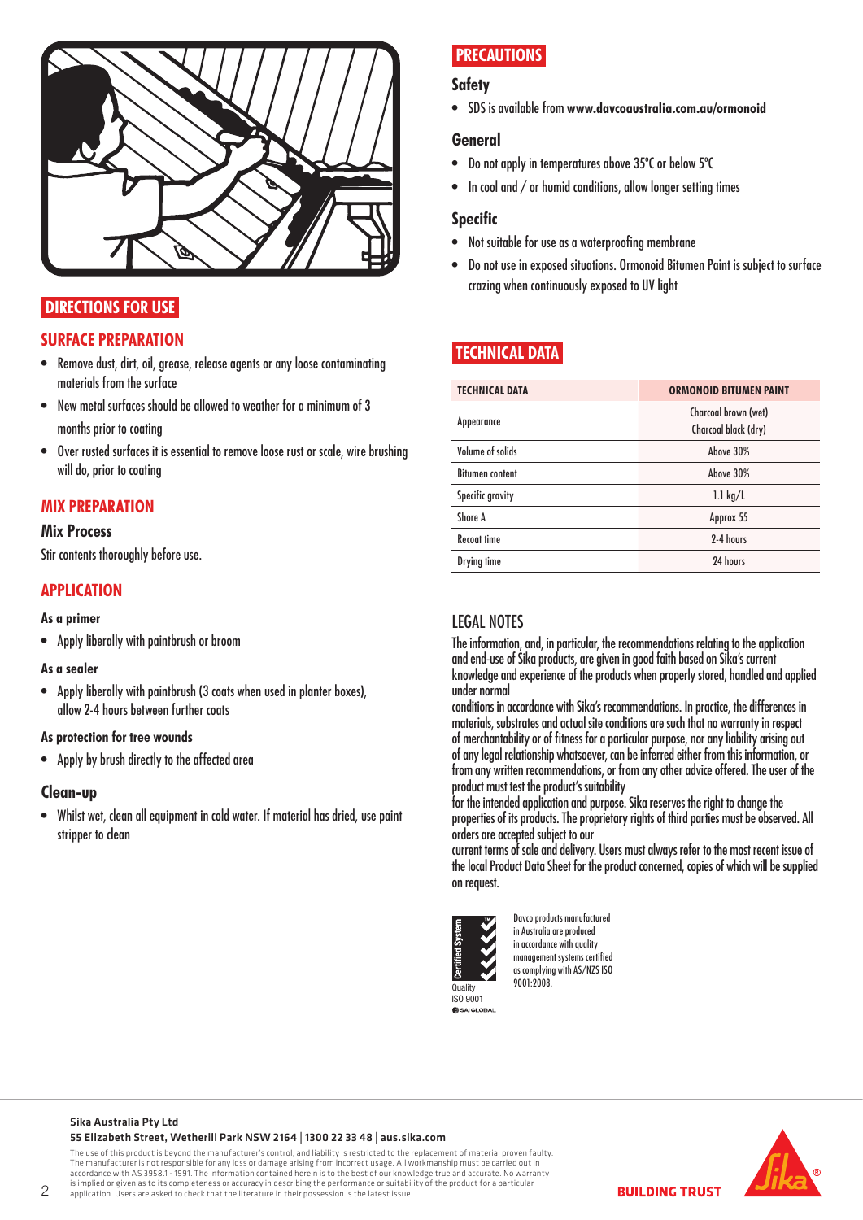## DIRECTIONS FOR USE

### SURFACE PREPARATION

- Remove dust, dirt, oil, grease, release agents or any loose contaminating materials from the surface
- New metal surfaces should be allowed to weather for a minimum of 3 months prior to coating
- Over rusted surfaces it is essential to remove loose rust or scale, wire brushing will do, prior to coating

### MIX PREPARATION

#### Mix Process

Stir contents thoroughly before use.

### APPLICATION

**As a primer**

- Apply liberally with paintbrush or broom

**As a sealer**

- Apply liberally with paintbrush (3 coats when used in planter boxes), allow 2-4 hours between further coats

**As protection for tree wounds**

- Apply by brush directly to the affected area

#### Clean-up

- Whilst wet, clean all equipment in cold water. If material has dried, use paint stripper to clean

## PRECAUTIONS

### Safety

- SDS is available from **www.davcoaustralia.com.au/ormonoid**

### General

- Do not apply in temperatures above 35°C or below 5°C
- In cool and / or humid conditions, allow longer setting times

### Specific

- Not suitable for use as a waterproofing membrane
- Do not use in exposed situations. Ormonoid Bitumen Paint is subject to surface crazing when continuously exposed to UV light

## TECHNICAL DATA

| TECHNICAL DATA | ORMONOID BITUMEN PAINT |
| --- | --- |
| Appearance | Charcoal brown (wet)<br>Charcoal black (dry) |
| Volume of solids | Above 30% |
| Bitumen content | Above 30% |
| Specific gravity | 1.1 kg/L |
| Shore A | Approx 55 |
| Recoat time | 2-4 hours |
| Drying time | 24 hours |

## LEGAL NOTES

The information, and, in particular, the recommendations relating to the application and end-use of Sika products, are given in good faith based on Sika's current knowledge and experience of the products when properly stored, handled and applied under normal conditions in accordance with Sika's recommendations. In practice, the differences in materials, substrates and actual site conditions are such that no warranty in respect of merchantability or of fitness for a particular purpose, nor any liability arising out of any legal relationship whatsoever, can be inferred either from this information, or from any written recommendations, or from any other advice offered. The user of the product must test the product's suitability for the intended application and purpose. Sika reserves the right to change the properties of its products. The proprietary rights of third parties must be observed. All orders are accepted subject to our current terms of sale and delivery. Users must always refer to the most recent issue of the local Product Data Sheet for the product concerned, copies of which will be supplied on request.

Certified System
Quality
ISO 9001
SAI GLOBAL

Davco products manufactured in Australia are produced in accordance with quality management systems certified as complying with AS/NZS ISO 9001:2008.

**Sika Australia Pty Ltd**
**55 Elizabeth Street, Wetherill Park NSW 2164 | 1300 22 33 48 | aus.sika.com**

The use of this product is beyond the manufacturer's control, and liability is restricted to the replacement of material proven faulty. The manufacturer is not responsible for any loss or damage arising from incorrect usage. All workmanship must be carried out in accordance with AS 3958.1 - 1991. The information contained herein is to the best of our knowledge true and accurate. No warranty is implied or given as to its completeness or accuracy in describing the performance or suitability of the product for a particular application. Users are asked to check that the literature in their possession is the latest issue.

BUILDING TRUST